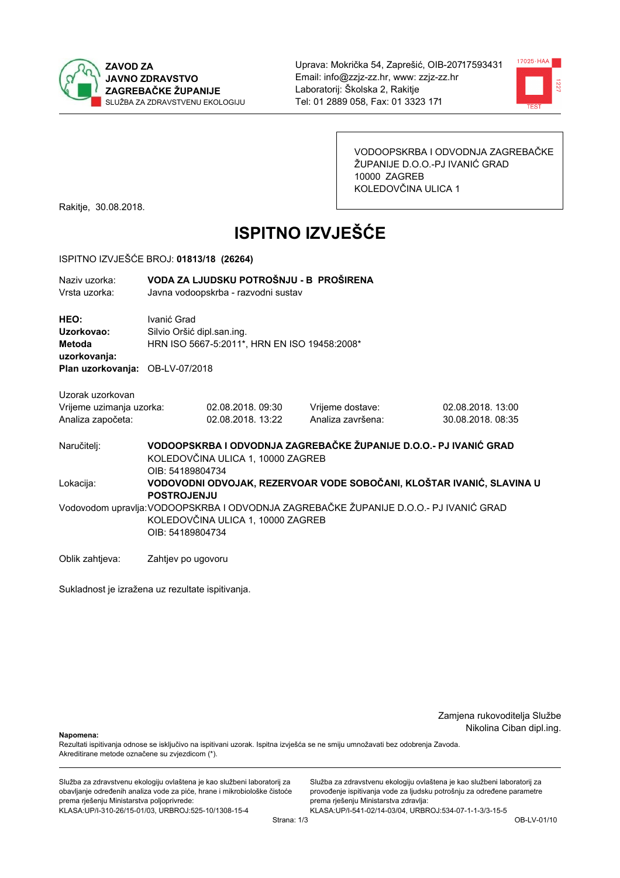ZAVOD ZA JAVNO ZDRAVSTVO ZAGREBAČKE ŽUPANIJE
SLUŽBA ZA ZDRAVSTVENU EKOLOGIJU

Uprava: Mokrička 54, Zaprešić, OIB-20717593431
Email: info@zzjz-zz.hr, www: zzjz-zz.hr
Laboratorij: Školska 2, Rakitje
Tel: 01 2889 058, Fax: 01 3323 171

VODOOPSKRBA I ODVODNJA ZAGREBAČKE ŽUPANIJE D.O.O.-PJ IVANIĆ GRAD
10000 ZAGREB
KOLEDOVČINA ULICA 1

Rakitje, 30.08.2018.

# ISPITNO IZVJEŠĆE

ISPITNO IZVJEŠĆE BROJ: **01813/18 (26264)**

Naziv uzorka: **VODA ZA LJUDSKU POTROŠNJU - B PROŠIRENA**
Vrsta uzorka: Javna vodoopskrba - razvodni sustav

**HEO:** Ivanić Grad
**Uzorkovao:** Silvio Oršić dipl.san.ing.
**Metoda uzorkovanja:** HRN ISO 5667-5:2011*, HRN EN ISO 19458:2008*
**Plan uzorkovanja:** OB-LV-07/2018

Uzorak uzorkovan

| | | | |
|---|---|---|---|
| Vrijeme uzimanja uzorka: | 02.08.2018. 09:30 | Vrijeme dostave: | 02.08.2018. 13:00 |
| Analiza započeta: | 02.08.2018. 13:22 | Analiza završena: | 30.08.2018. 08:35 |

Naručitelj: **VODOOPSKRBA I ODVODNJA ZAGREBAČKE ŽUPANIJE D.O.O.- PJ IVANIĆ GRAD**
KOLEDOVČINA ULICA 1, 10000 ZAGREB
OIB: 54189804734

Lokacija: **VODOVODNI ODVOJAK, REZERVOAR VODE SOBOČANI, KLOŠTAR IVANIĆ, SLAVINA U POSTROJENJU**

Vodovodom upravlja: VODOOPSKRBA I ODVODNJA ZAGREBAČKE ŽUPANIJE D.O.O.- PJ IVANIĆ GRAD
KOLEDOVČINA ULICA 1, 10000 ZAGREB
OIB: 54189804734

Oblik zahtjeva: Zahtjev po ugovoru

Sukladnost je izražena uz rezultate ispitivanja.

Zamjena rukovoditelja Službe
Nikolina Ciban dipl.ing.

**Napomena:**
Rezultati ispitivanja odnose se isključivo na ispitivani uzorak. Ispitna izvješća se ne smiju umnožavati bez odobrenja Zavoda.
Akreditirane metode označene su zvjezdicom (*).

Služba za zdravstvenu ekologiju ovlaštena je kao službeni laboratorij za obavljanje određenih analiza vode za piće, hrane i mikrobiološke čistoće prema rješenju Ministarstva poljoprivrede:
KLASA:UP/I-310-26/15-01/03, URBROJ:525-10/1308-15-4

Služba za zdravstvenu ekologiju ovlaštena je kao službeni laboratorij za provođenje ispitivanja vode za ljudsku potrošnju za određene parametre prema rješenju Ministarstva zdravlja:
KLASA:UP/I-541-02/14-03/04, URBROJ:534-07-1-1-3/3-15-5

OB-LV-01/10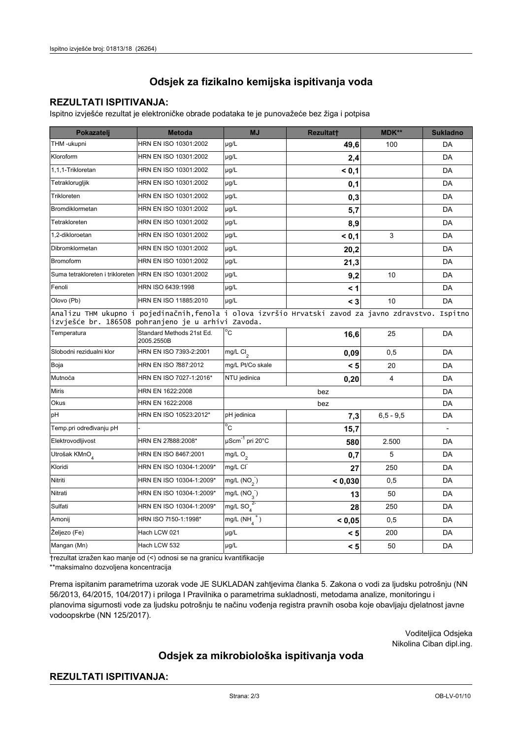## Odsjek za fizikalno kemijska ispitivanja voda

### REZULTATI ISPITIVANJA:

Ispitno izvješće rezultat je elektroničke obrade podataka te je punovažeće bez žiga i potpisa

| Pokazatelj | Metoda | MJ | Rezultat† | MDK** | Sukladno |
|---|---|---|---|---|---|
| THM -ukupni | HRN EN ISO 10301:2002 | μg/L | **49,6** | 100 | DA |
| Kloroform | HRN EN ISO 10301:2002 | μg/L | **2,4** | | DA |
| 1,1,1-Trikloretan | HRN EN ISO 10301:2002 | μg/L | **< 0,1** | | DA |
| Tetraklorugljik | HRN EN ISO 10301:2002 | μg/L | **0,1** | | DA |
| Trikloreten | HRN EN ISO 10301:2002 | μg/L | **0,3** | | DA |
| Bromdiklormetan | HRN EN ISO 10301:2002 | μg/L | **5,7** | | DA |
| Tetrakloreten | HRN EN ISO 10301:2002 | μg/L | **8,9** | | DA |
| 1,2-dikloroetan | HRN EN ISO 10301:2002 | μg/L | **< 0,1** | 3 | DA |
| Dibromklormetan | HRN EN ISO 10301:2002 | μg/L | **20,2** | | DA |
| Bromoform | HRN EN ISO 10301:2002 | μg/L | **21,3** | | DA |
| Suma tetrakloreten i trikloreten | HRN EN ISO 10301:2002 | μg/L | **9,2** | 10 | DA |
| Fenoli | HRN ISO 6439:1998 | μg/L | **< 1** | | DA |
| Olovo (Pb) | HRN EN ISO 11885:2010 | μg/L | **< 3** | 10 | DA |
| Analizu THM ukupno i pojedinačnih, fenola i olova izvršio Hrvatski zavod za javno zdravstvo. Ispitno izvješće br. 186508 pohranjeno je u arhivi Zavoda. | | | | | |
| Temperatura | Standard Methods 21st Ed. 2005.2550B | °C | **16,6** | 25 | DA |
| Slobodni rezidualni klor | HRN EN ISO 7393-2:2001 | mg/L $Cl_2$ | **0,09** | 0,5 | DA |
| Boja | HRN EN ISO 7887:2012 | mg/L Pt/Co skale | **< 5** | 20 | DA |
| Mutnoća | HRN EN ISO 7027-1:2016* | NTU jedinica | **0,20** | 4 | DA |
| Miris | HRN EN 1622:2008 | | bez | | DA |
| Okus | HRN EN 1622:2008 | | bez | | DA |
| pH | HRN EN ISO 10523:2012* | pH jedinica | **7,3** | 6,5 - 9,5 | DA |
| Temp.pri određivanju pH | - | °C | **15,7** | | - |
| Elektrovodljivost | HRN EN 27888:2008* | $\mu Scm^{-1}$ pri 20°C | **580** | 2.500 | DA |
| Utrošak $KMnO_4$ | HRN EN ISO 8467:2001 | mg/L $O_2$ | **0,7** | 5 | DA |
| Kloridi | HRN EN ISO 10304-1:2009* | mg/L $Cl^-$ | **27** | 250 | DA |
| Nitriti | HRN EN ISO 10304-1:2009* | mg/L ($NO_2^-$) | **< 0,030** | 0,5 | DA |
| Nitrati | HRN EN ISO 10304-1:2009* | mg/L ($NO_3^-$) | **13** | 50 | DA |
| Sulfati | HRN EN ISO 10304-1:2009* | mg/L $SO_4^{2-}$ | **28** | 250 | DA |
| Amonij | HRN ISO 7150-1:1998* | mg/L ($NH_4^+$) | **< 0,05** | 0,5 | DA |
| Željezo (Fe) | Hach LCW 021 | μg/L | **< 5** | 200 | DA |
| Mangan (Mn) | Hach LCW 532 | μg/L | **< 5** | 50 | DA |

†rezultat izražen kao manje od (<) odnosi se na granicu kvantifikacije

**maksimalno dozvoljena koncentracija

Prema ispitanim parametrima uzorak vode JE SUKLADAN zahtjevima članka 5. Zakona o vodi za ljudsku potrošnju (NN 56/2013, 64/2015, 104/2017) i priloga I Pravilnika o parametrima sukladnosti, metodama analize, monitoringu i planovima sigurnosti vode za ljudsku potrošnju te načinu vođenja registra pravnih osoba koje obavljaju djelatnost javne vodoopskrbe (NN 125/2017).

Voditeljica Odsjeka
Nikolina Ciban dipl.ing.

## Odsjek za mikrobiološka ispitivanja voda

### REZULTATI ISPITIVANJA: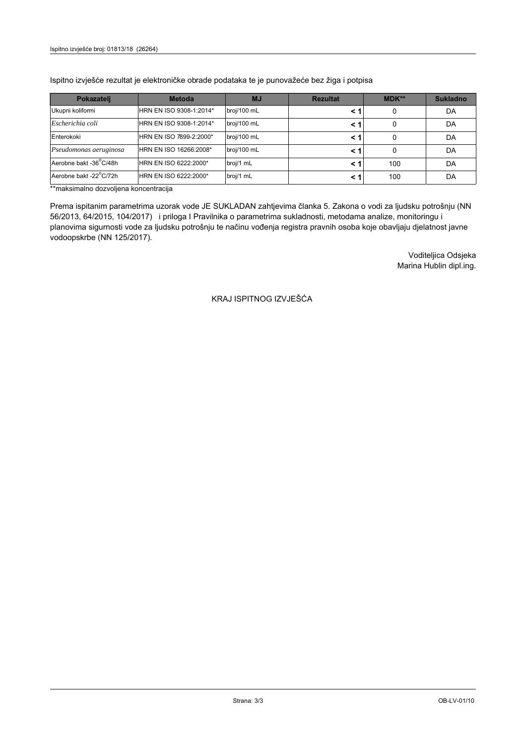Ispitno izvješće rezultat je elektroničke obrade podataka te je punovažeće bez žiga i potpisa

| Pokazatelj | Metoda | MJ | Rezultat | MDK** | Sukladno |
|---|---|---|---|---|---|
| Ukupni koliformi | HRN EN ISO 9308-1:2014* | broj/100 mL | **< 1** | 0 | DA |
| *Escherichia coli* | HRN EN ISO 9308-1:2014* | broj/100 mL | **< 1** | 0 | DA |
| Enterokoki | HRN EN ISO 7899-2:2000* | broj/100 mL | **< 1** | 0 | DA |
| *Pseudomonas aeruginosa* | HRN EN ISO 16266:2008* | broj/100 mL | **< 1** | 0 | DA |
| Aerobne bakt -36°C/48h | HRN EN ISO 6222:2000* | broj/1 mL | **< 1** | 100 | DA |
| Aerobne bakt -22°C/72h | HRN EN ISO 6222:2000* | broj/1 mL | **< 1** | 100 | DA |

**maksimalno dozvoljena koncentracija

Prema ispitanim parametrima uzorak vode JE SUKLADAN zahtjevima članka 5. Zakona o vodi za ljudsku potrošnju (NN 56/2013, 64/2015, 104/2017) i priloga I Pravilnika o parametrima sukladnosti, metodama analize, monitoringu i planovima sigurnosti vode za ljudsku potrošnju te načinu vođenja registra pravnih osoba koje obavljaju djelatnost javne vodoopskrbe (NN 125/2017).

Voditeljica Odsjeka
Marina Hublin dipl.ing.

KRAJ ISPITNOG IZVJEŠĆA